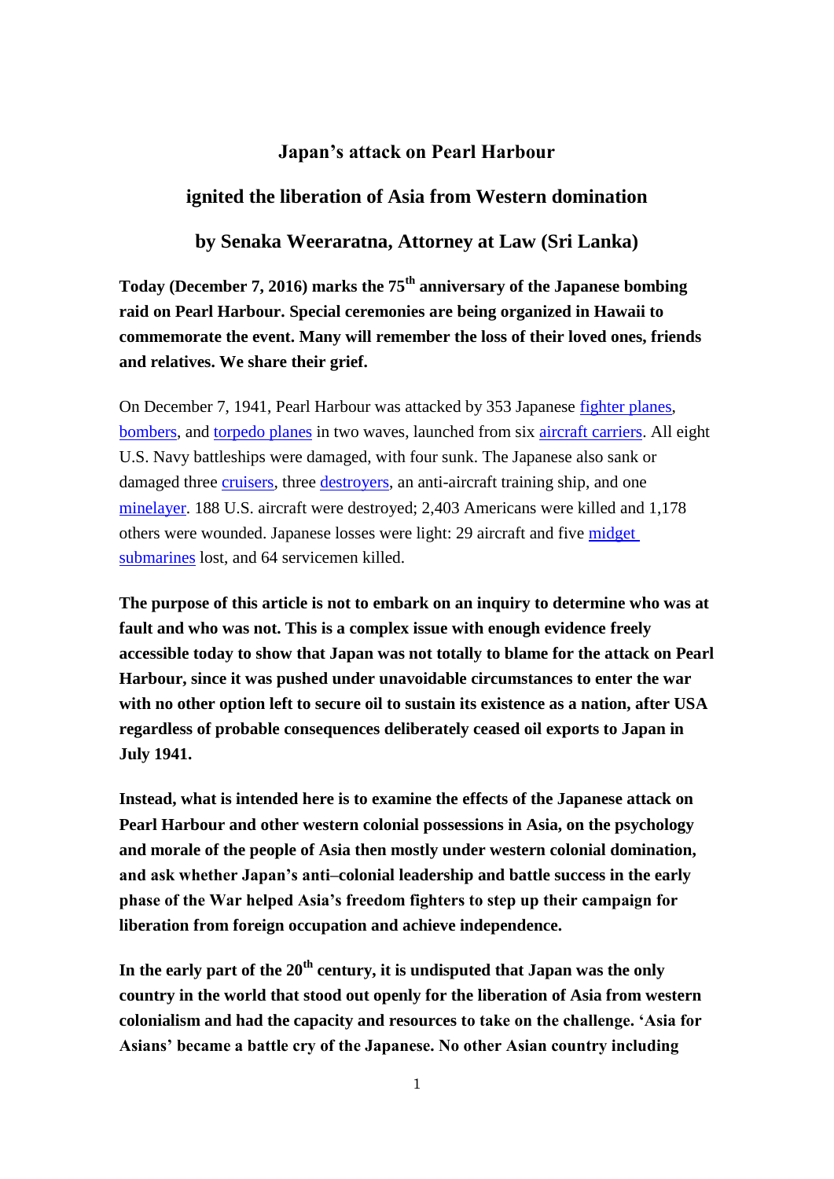# Japan's attack on Pearl Harbour

## ignited the liberation of Asia from Western domination

### by Senaka Weeraratna, Attorney at Law (Sri Lanka)

**Today (December 7, 2016) marks the 75th anniversary of the Japanese bombing raid on Pearl Harbour. Special ceremonies are being organized in Hawaii to commemorate the event. Many will remember the loss of their loved ones, friends and relatives. We share their grief.**

On December 7, 1941, Pearl Harbour was attacked by 353 Japanese fighter planes, bombers, and torpedo planes in two waves, launched from six aircraft carriers. All eight U.S. Navy battleships were damaged, with four sunk. The Japanese also sank or damaged three cruisers, three destroyers, an anti-aircraft training ship, and one minelayer. 188 U.S. aircraft were destroyed; 2,403 Americans were killed and 1,178 others were wounded. Japanese losses were light: 29 aircraft and five midget submarines lost, and 64 servicemen killed.

**The purpose of this article is not to embark on an inquiry to determine who was at fault and who was not. This is a complex issue with enough evidence freely accessible today to show that Japan was not totally to blame for the attack on Pearl Harbour, since it was pushed under unavoidable circumstances to enter the war with no other option left to secure oil to sustain its existence as a nation, after USA regardless of probable consequences deliberately ceased oil exports to Japan in July 1941.**

**Instead, what is intended here is to examine the effects of the Japanese attack on Pearl Harbour and other western colonial possessions in Asia, on the psychology and morale of the people of Asia then mostly under western colonial domination, and ask whether Japan's anti–colonial leadership and battle success in the early phase of the War helped Asia's freedom fighters to step up their campaign for liberation from foreign occupation and achieve independence.**

**In the early part of the 20th century, it is undisputed that Japan was the only country in the world that stood out openly for the liberation of Asia from western colonialism and had the capacity and resources to take on the challenge. 'Asia for Asians' became a battle cry of the Japanese. No other Asian country including**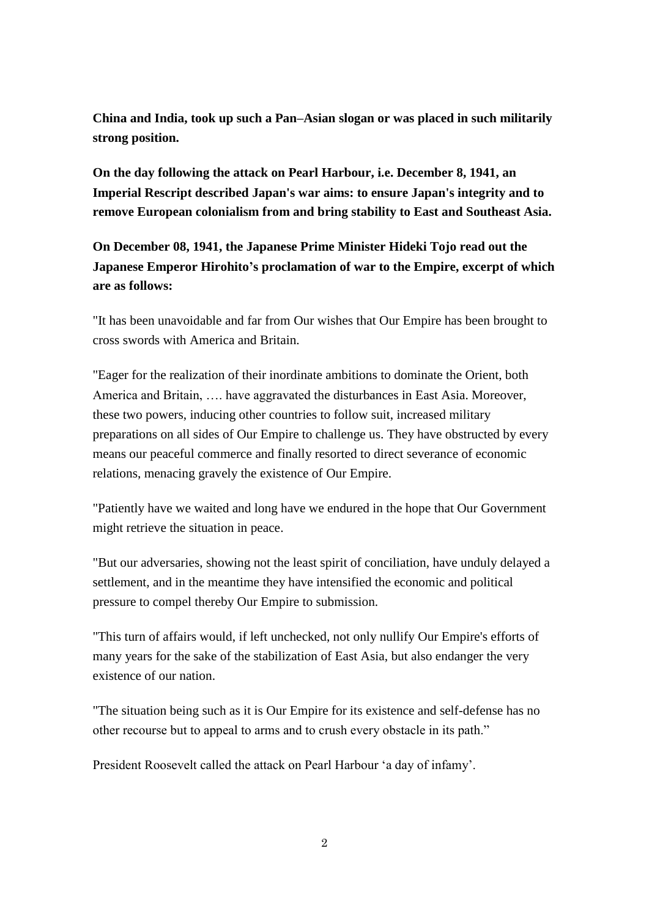**China and India, took up such a Pan–Asian slogan or was placed in such militarily strong position.**

**On the day following the attack on Pearl Harbour, i.e. December 8, 1941, an Imperial Rescript described Japan's war aims: to ensure Japan's integrity and to remove European colonialism from and bring stability to East and Southeast Asia.**

**On December 08, 1941, the Japanese Prime Minister Hideki Tojo read out the Japanese Emperor Hirohito's proclamation of war to the Empire, excerpt of which are as follows:**

"It has been unavoidable and far from Our wishes that Our Empire has been brought to cross swords with America and Britain.

"Eager for the realization of their inordinate ambitions to dominate the Orient, both America and Britain, …. have aggravated the disturbances in East Asia. Moreover, these two powers, inducing other countries to follow suit, increased military preparations on all sides of Our Empire to challenge us. They have obstructed by every means our peaceful commerce and finally resorted to direct severance of economic relations, menacing gravely the existence of Our Empire.

"Patiently have we waited and long have we endured in the hope that Our Government might retrieve the situation in peace.

"But our adversaries, showing not the least spirit of conciliation, have unduly delayed a settlement, and in the meantime they have intensified the economic and political pressure to compel thereby Our Empire to submission.

"This turn of affairs would, if left unchecked, not only nullify Our Empire's efforts of many years for the sake of the stabilization of East Asia, but also endanger the very existence of our nation.

"The situation being such as it is Our Empire for its existence and self-defense has no other recourse but to appeal to arms and to crush every obstacle in its path."

President Roosevelt called the attack on Pearl Harbour 'a day of infamy'.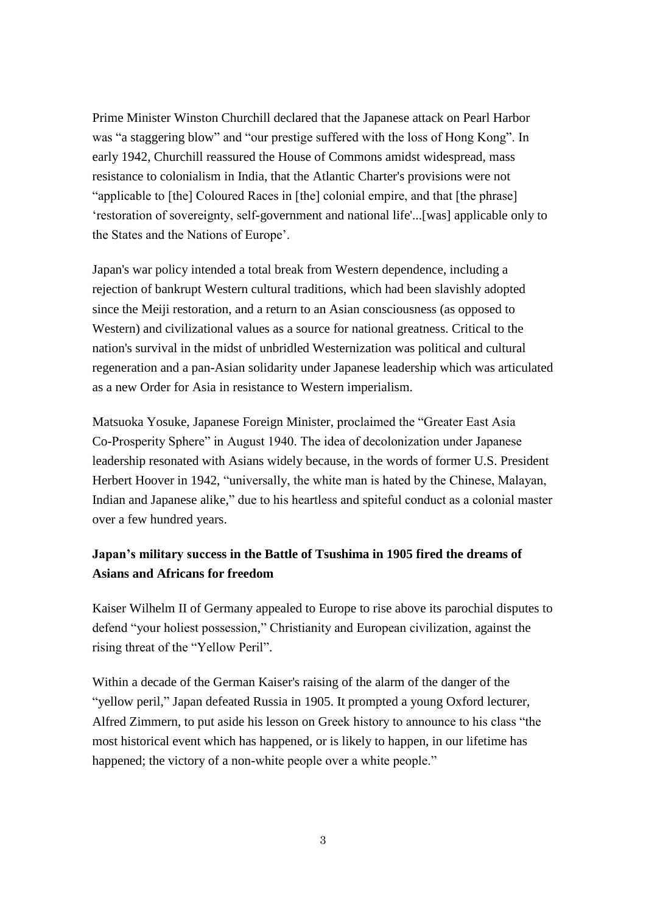Prime Minister Winston Churchill declared that the Japanese attack on Pearl Harbor was "a staggering blow" and "our prestige suffered with the loss of Hong Kong". In early 1942, Churchill reassured the House of Commons amidst widespread, mass resistance to colonialism in India, that the Atlantic Charter's provisions were not "applicable to [the] Coloured Races in [the] colonial empire, and that [the phrase] 'restoration of sovereignty, self-government and national life'...[was] applicable only to the States and the Nations of Europe'.

Japan's war policy intended a total break from Western dependence, including a rejection of bankrupt Western cultural traditions, which had been slavishly adopted since the Meiji restoration, and a return to an Asian consciousness (as opposed to Western) and civilizational values as a source for national greatness. Critical to the nation's survival in the midst of unbridled Westernization was political and cultural regeneration and a pan-Asian solidarity under Japanese leadership which was articulated as a new Order for Asia in resistance to Western imperialism.

Matsuoka Yosuke, Japanese Foreign Minister, proclaimed the "Greater East Asia Co-Prosperity Sphere" in August 1940. The idea of decolonization under Japanese leadership resonated with Asians widely because, in the words of former U.S. President Herbert Hoover in 1942, "universally, the white man is hated by the Chinese, Malayan, Indian and Japanese alike," due to his heartless and spiteful conduct as a colonial master over a few hundred years.

**Japan's military success in the Battle of Tsushima in 1905 fired the dreams of Asians and Africans for freedom**

Kaiser Wilhelm II of Germany appealed to Europe to rise above its parochial disputes to defend "your holiest possession," Christianity and European civilization, against the rising threat of the "Yellow Peril".

Within a decade of the German Kaiser's raising of the alarm of the danger of the "yellow peril," Japan defeated Russia in 1905. It prompted a young Oxford lecturer, Alfred Zimmern, to put aside his lesson on Greek history to announce to his class "the most historical event which has happened, or is likely to happen, in our lifetime has happened; the victory of a non-white people over a white people."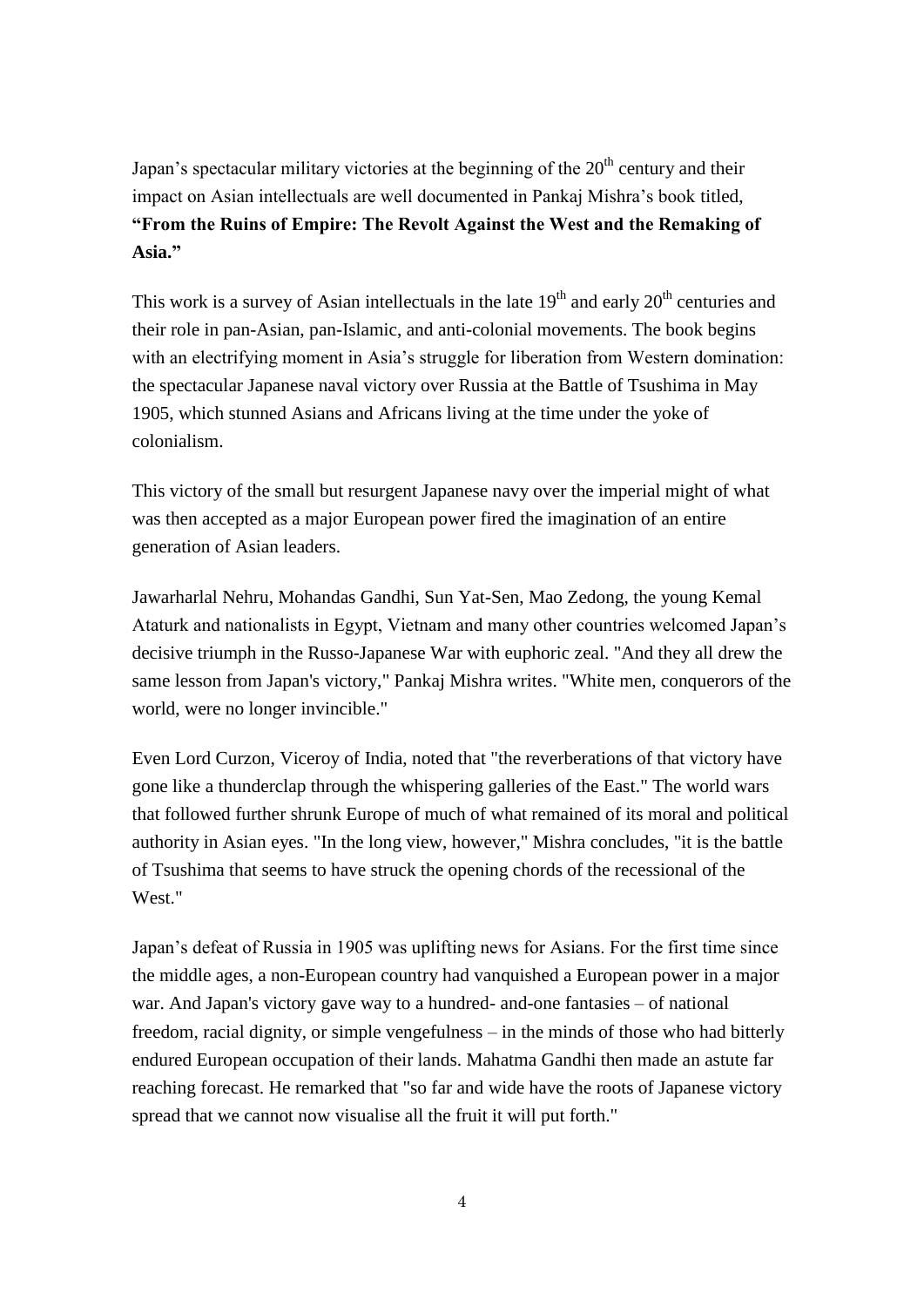Japan's spectacular military victories at the beginning of the 20th century and their impact on Asian intellectuals are well documented in Pankaj Mishra's book titled, **"From the Ruins of Empire: The Revolt Against the West and the Remaking of Asia."**

This work is a survey of Asian intellectuals in the late 19th and early 20th centuries and their role in pan-Asian, pan-Islamic, and anti-colonial movements. The book begins with an electrifying moment in Asia's struggle for liberation from Western domination: the spectacular Japanese naval victory over Russia at the Battle of Tsushima in May 1905, which stunned Asians and Africans living at the time under the yoke of colonialism.

This victory of the small but resurgent Japanese navy over the imperial might of what was then accepted as a major European power fired the imagination of an entire generation of Asian leaders.

Jawarharlal Nehru, Mohandas Gandhi, Sun Yat-Sen, Mao Zedong, the young Kemal Ataturk and nationalists in Egypt, Vietnam and many other countries welcomed Japan's decisive triumph in the Russo-Japanese War with euphoric zeal. "And they all drew the same lesson from Japan's victory," Pankaj Mishra writes. "White men, conquerors of the world, were no longer invincible."

Even Lord Curzon, Viceroy of India, noted that "the reverberations of that victory have gone like a thunderclap through the whispering galleries of the East." The world wars that followed further shrunk Europe of much of what remained of its moral and political authority in Asian eyes. "In the long view, however," Mishra concludes, "it is the battle of Tsushima that seems to have struck the opening chords of the recessional of the West."

Japan's defeat of Russia in 1905 was uplifting news for Asians. For the first time since the middle ages, a non-European country had vanquished a European power in a major war. And Japan's victory gave way to a hundred- and-one fantasies – of national freedom, racial dignity, or simple vengefulness – in the minds of those who had bitterly endured European occupation of their lands. Mahatma Gandhi then made an astute far reaching forecast. He remarked that "so far and wide have the roots of Japanese victory spread that we cannot now visualise all the fruit it will put forth."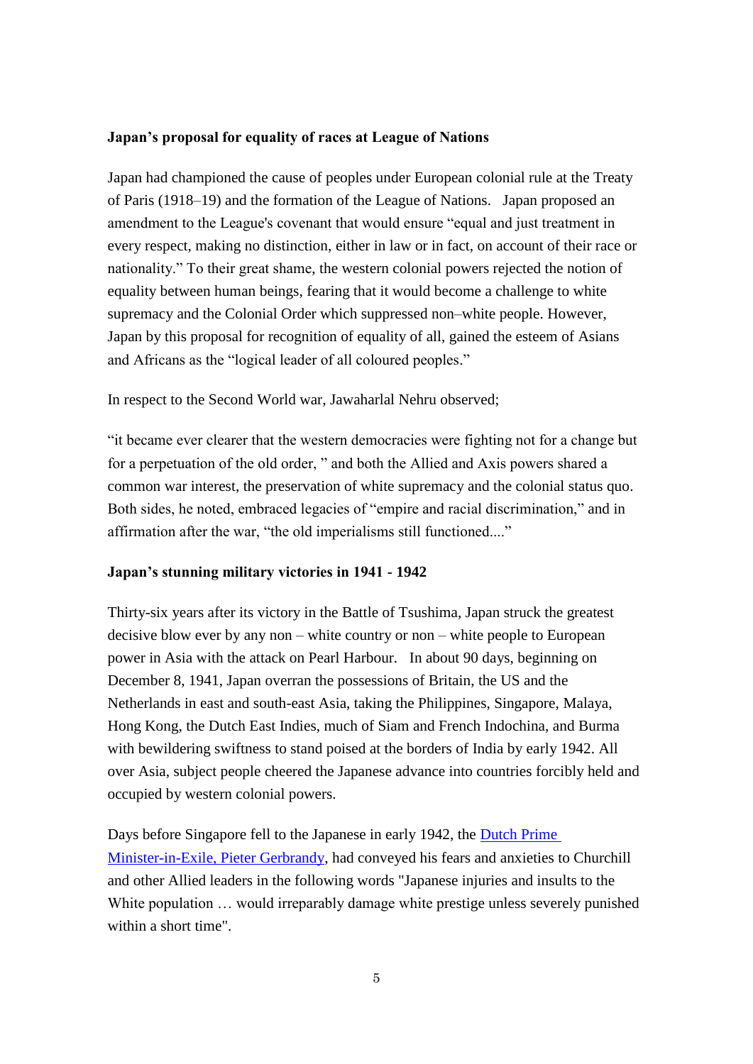**Japan's proposal for equality of races at League of Nations**

Japan had championed the cause of peoples under European colonial rule at the Treaty of Paris (1918–19) and the formation of the League of Nations. Japan proposed an amendment to the League's covenant that would ensure "equal and just treatment in every respect, making no distinction, either in law or in fact, on account of their race or nationality." To their great shame, the western colonial powers rejected the notion of equality between human beings, fearing that it would become a challenge to white supremacy and the Colonial Order which suppressed non–white people. However, Japan by this proposal for recognition of equality of all, gained the esteem of Asians and Africans as the "logical leader of all coloured peoples."

In respect to the Second World war, Jawaharlal Nehru observed;

"it became ever clearer that the western democracies were fighting not for a change but for a perpetuation of the old order, " and both the Allied and Axis powers shared a common war interest, the preservation of white supremacy and the colonial status quo. Both sides, he noted, embraced legacies of "empire and racial discrimination," and in affirmation after the war, "the old imperialisms still functioned...."

**Japan's stunning military victories in 1941 - 1942**

Thirty-six years after its victory in the Battle of Tsushima, Japan struck the greatest decisive blow ever by any non – white country or non – white people to European power in Asia with the attack on Pearl Harbour. In about 90 days, beginning on December 8, 1941, Japan overran the possessions of Britain, the US and the Netherlands in east and south-east Asia, taking the Philippines, Singapore, Malaya, Hong Kong, the Dutch East Indies, much of Siam and French Indochina, and Burma with bewildering swiftness to stand poised at the borders of India by early 1942. All over Asia, subject people cheered the Japanese advance into countries forcibly held and occupied by western colonial powers.

Days before Singapore fell to the Japanese in early 1942, the Dutch Prime Minister-in-Exile, Pieter Gerbrandy, had conveyed his fears and anxieties to Churchill and other Allied leaders in the following words "Japanese injuries and insults to the White population … would irreparably damage white prestige unless severely punished within a short time".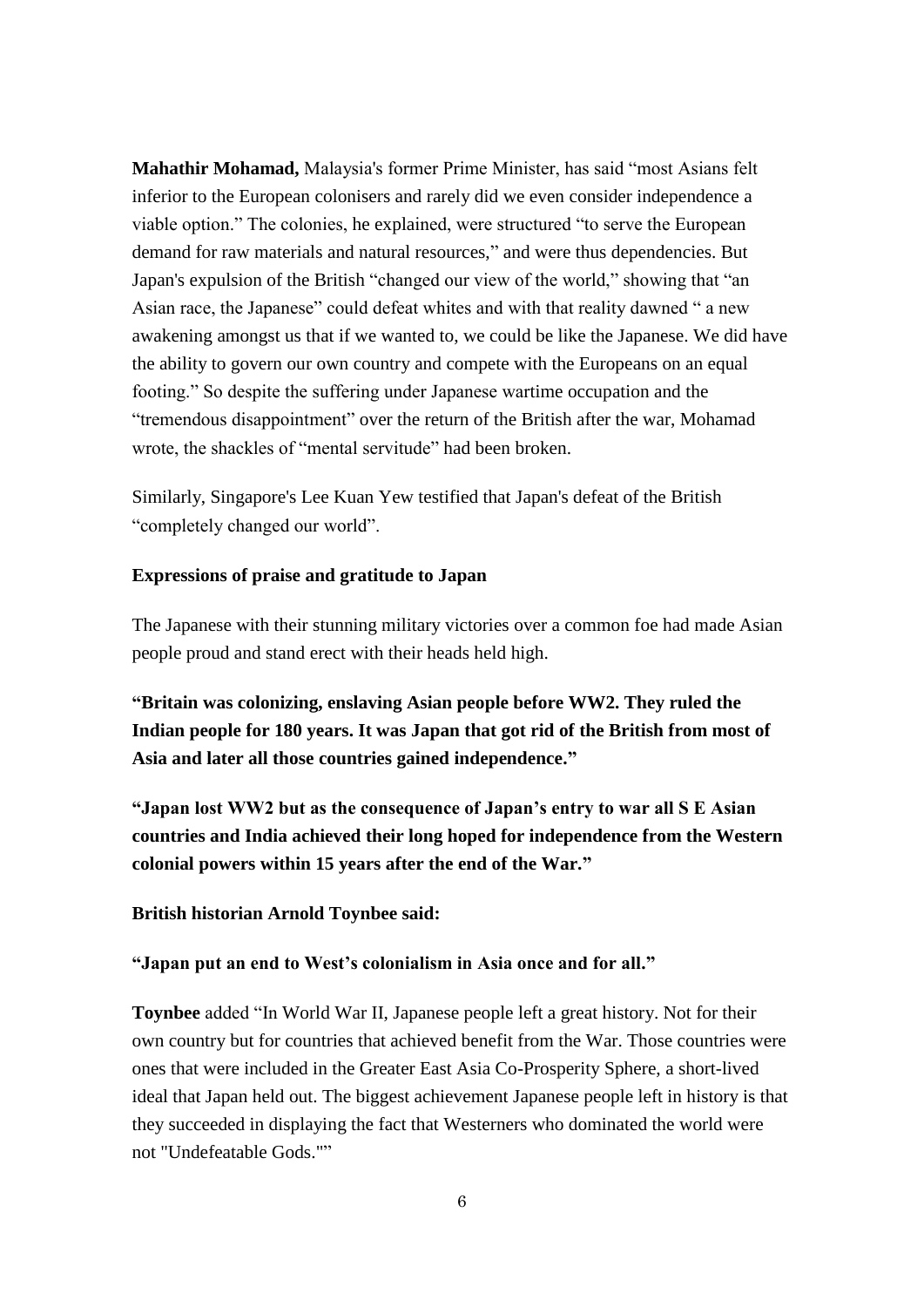**Mahathir Mohamad,** Malaysia's former Prime Minister, has said "most Asians felt inferior to the European colonisers and rarely did we even consider independence a viable option." The colonies, he explained, were structured "to serve the European demand for raw materials and natural resources," and were thus dependencies. But Japan's expulsion of the British "changed our view of the world," showing that "an Asian race, the Japanese" could defeat whites and with that reality dawned " a new awakening amongst us that if we wanted to, we could be like the Japanese. We did have the ability to govern our own country and compete with the Europeans on an equal footing." So despite the suffering under Japanese wartime occupation and the "tremendous disappointment" over the return of the British after the war, Mohamad wrote, the shackles of "mental servitude" had been broken.

Similarly, Singapore's Lee Kuan Yew testified that Japan's defeat of the British "completely changed our world".

**Expressions of praise and gratitude to Japan**

The Japanese with their stunning military victories over a common foe had made Asian people proud and stand erect with their heads held high.

**"Britain was colonizing, enslaving Asian people before WW2. They ruled the Indian people for 180 years. It was Japan that got rid of the British from most of Asia and later all those countries gained independence."**

**"Japan lost WW2 but as the consequence of Japan's entry to war all S E Asian countries and India achieved their long hoped for independence from the Western colonial powers within 15 years after the end of the War."**

**British historian Arnold Toynbee said:**

**"Japan put an end to West's colonialism in Asia once and for all."**

**Toynbee** added "In World War II, Japanese people left a great history. Not for their own country but for countries that achieved benefit from the War. Those countries were ones that were included in the Greater East Asia Co-Prosperity Sphere, a short-lived ideal that Japan held out. The biggest achievement Japanese people left in history is that they succeeded in displaying the fact that Westerners who dominated the world were not "Undefeatable Gods.""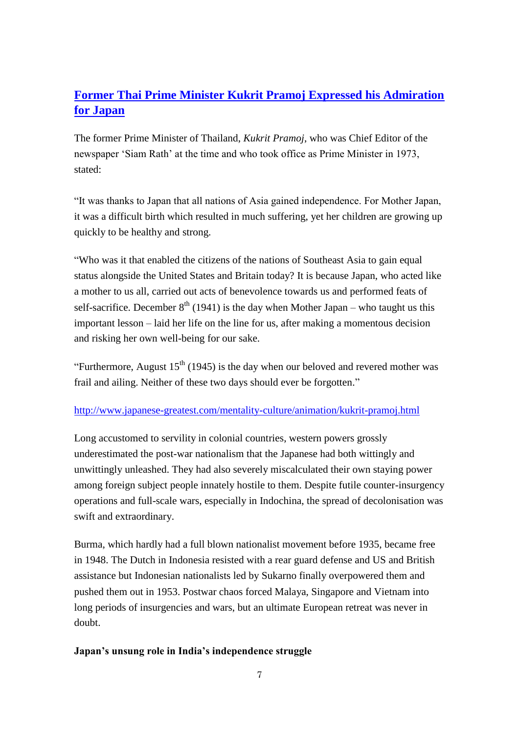## [Former Thai Prime Minister Kukrit Pramoj Expressed his Admiration for Japan](http://www.japanese-greatest.com/mentality-culture/animation/kukrit-pramoj.html)

The former Prime Minister of Thailand, *Kukrit Pramoj*, who was Chief Editor of the newspaper 'Siam Rath' at the time and who took office as Prime Minister in 1973, stated:

"It was thanks to Japan that all nations of Asia gained independence. For Mother Japan, it was a difficult birth which resulted in much suffering, yet her children are growing up quickly to be healthy and strong.

"Who was it that enabled the citizens of the nations of Southeast Asia to gain equal status alongside the United States and Britain today? It is because Japan, who acted like a mother to us all, carried out acts of benevolence towards us and performed feats of self-sacrifice. December 8th (1941) is the day when Mother Japan – who taught us this important lesson – laid her life on the line for us, after making a momentous decision and risking her own well-being for our sake.

"Furthermore, August 15th (1945) is the day when our beloved and revered mother was frail and ailing. Neither of these two days should ever be forgotten."

http://www.japanese-greatest.com/mentality-culture/animation/kukrit-pramoj.html

Long accustomed to servility in colonial countries, western powers grossly underestimated the post-war nationalism that the Japanese had both wittingly and unwittingly unleashed. They had also severely miscalculated their own staying power among foreign subject people innately hostile to them. Despite futile counter-insurgency operations and full-scale wars, especially in Indochina, the spread of decolonisation was swift and extraordinary.

Burma, which hardly had a full blown nationalist movement before 1935, became free in 1948. The Dutch in Indonesia resisted with a rear guard defense and US and British assistance but Indonesian nationalists led by Sukarno finally overpowered them and pushed them out in 1953. Postwar chaos forced Malaya, Singapore and Vietnam into long periods of insurgencies and wars, but an ultimate European retreat was never in doubt.

**Japan's unsung role in India's independence struggle**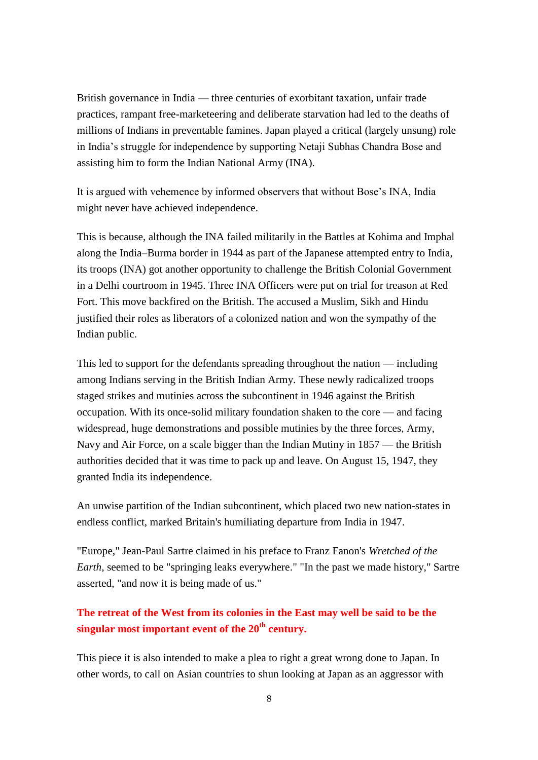British governance in India — three centuries of exorbitant taxation, unfair trade practices, rampant free-marketeering and deliberate starvation had led to the deaths of millions of Indians in preventable famines. Japan played a critical (largely unsung) role in India's struggle for independence by supporting Netaji Subhas Chandra Bose and assisting him to form the Indian National Army (INA).

It is argued with vehemence by informed observers that without Bose's INA, India might never have achieved independence.

This is because, although the INA failed militarily in the Battles at Kohima and Imphal along the India–Burma border in 1944 as part of the Japanese attempted entry to India, its troops (INA) got another opportunity to challenge the British Colonial Government in a Delhi courtroom in 1945. Three INA Officers were put on trial for treason at Red Fort. This move backfired on the British. The accused a Muslim, Sikh and Hindu justified their roles as liberators of a colonized nation and won the sympathy of the Indian public.

This led to support for the defendants spreading throughout the nation — including among Indians serving in the British Indian Army. These newly radicalized troops staged strikes and mutinies across the subcontinent in 1946 against the British occupation. With its once-solid military foundation shaken to the core — and facing widespread, huge demonstrations and possible mutinies by the three forces, Army, Navy and Air Force, on a scale bigger than the Indian Mutiny in 1857 — the British authorities decided that it was time to pack up and leave. On August 15, 1947, they granted India its independence.

An unwise partition of the Indian subcontinent, which placed two new nation-states in endless conflict, marked Britain's humiliating departure from India in 1947.

"Europe," Jean-Paul Sartre claimed in his preface to Franz Fanon's *Wretched of the Earth*, seemed to be "springing leaks everywhere." "In the past we made history," Sartre asserted, "and now it is being made of us."

**The retreat of the West from its colonies in the East may well be said to be the singular most important event of the 20th century.**

This piece it is also intended to make a plea to right a great wrong done to Japan. In other words, to call on Asian countries to shun looking at Japan as an aggressor with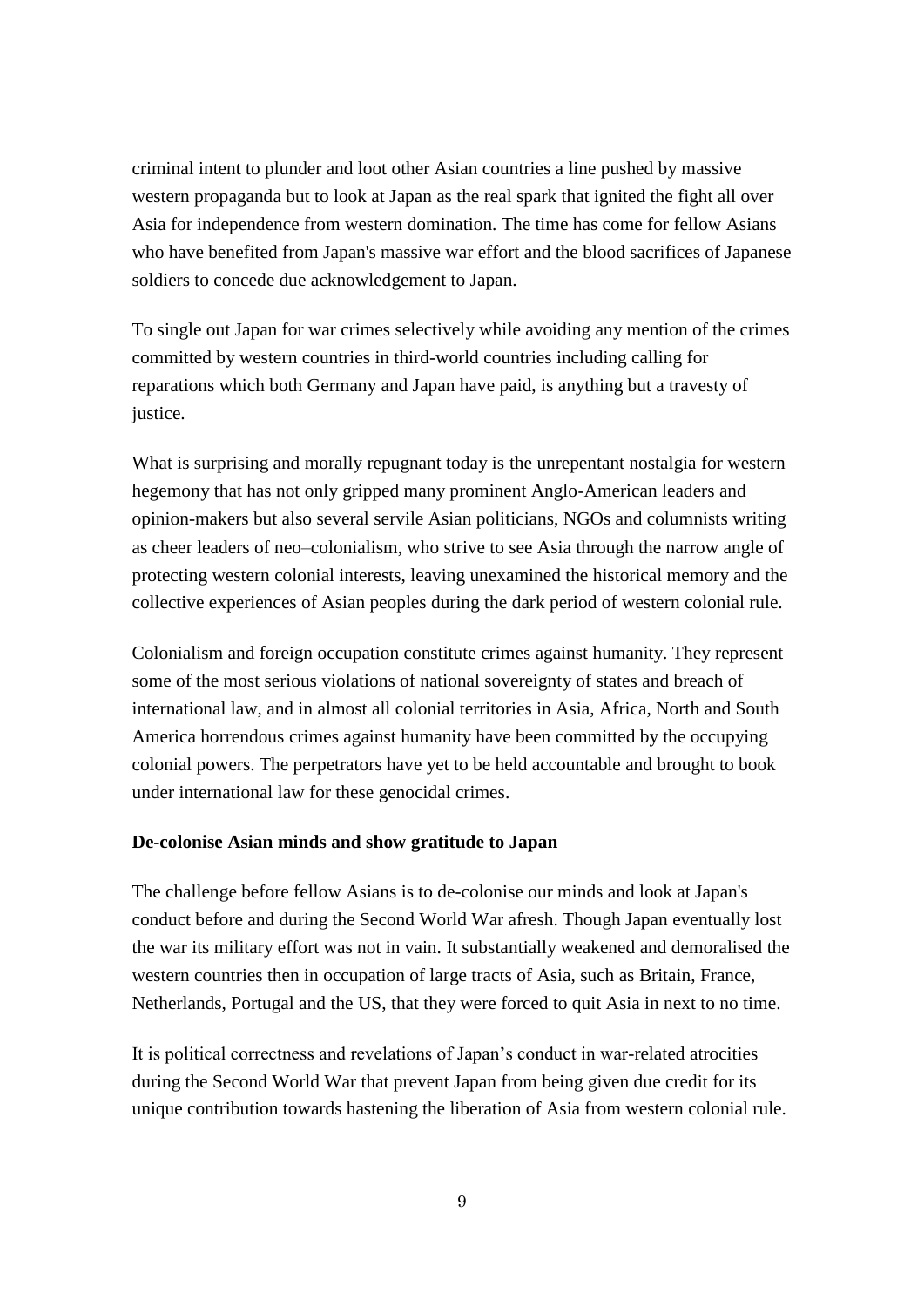criminal intent to plunder and loot other Asian countries a line pushed by massive western propaganda but to look at Japan as the real spark that ignited the fight all over Asia for independence from western domination. The time has come for fellow Asians who have benefited from Japan's massive war effort and the blood sacrifices of Japanese soldiers to concede due acknowledgement to Japan.

To single out Japan for war crimes selectively while avoiding any mention of the crimes committed by western countries in third-world countries including calling for reparations which both Germany and Japan have paid, is anything but a travesty of justice.

What is surprising and morally repugnant today is the unrepentant nostalgia for western hegemony that has not only gripped many prominent Anglo-American leaders and opinion-makers but also several servile Asian politicians, NGOs and columnists writing as cheer leaders of neo–colonialism, who strive to see Asia through the narrow angle of protecting western colonial interests, leaving unexamined the historical memory and the collective experiences of Asian peoples during the dark period of western colonial rule.

Colonialism and foreign occupation constitute crimes against humanity. They represent some of the most serious violations of national sovereignty of states and breach of international law, and in almost all colonial territories in Asia, Africa, North and South America horrendous crimes against humanity have been committed by the occupying colonial powers. The perpetrators have yet to be held accountable and brought to book under international law for these genocidal crimes.

**De-colonise Asian minds and show gratitude to Japan**

The challenge before fellow Asians is to de-colonise our minds and look at Japan's conduct before and during the Second World War afresh. Though Japan eventually lost the war its military effort was not in vain. It substantially weakened and demoralised the western countries then in occupation of large tracts of Asia, such as Britain, France, Netherlands, Portugal and the US, that they were forced to quit Asia in next to no time.

It is political correctness and revelations of Japan's conduct in war-related atrocities during the Second World War that prevent Japan from being given due credit for its unique contribution towards hastening the liberation of Asia from western colonial rule.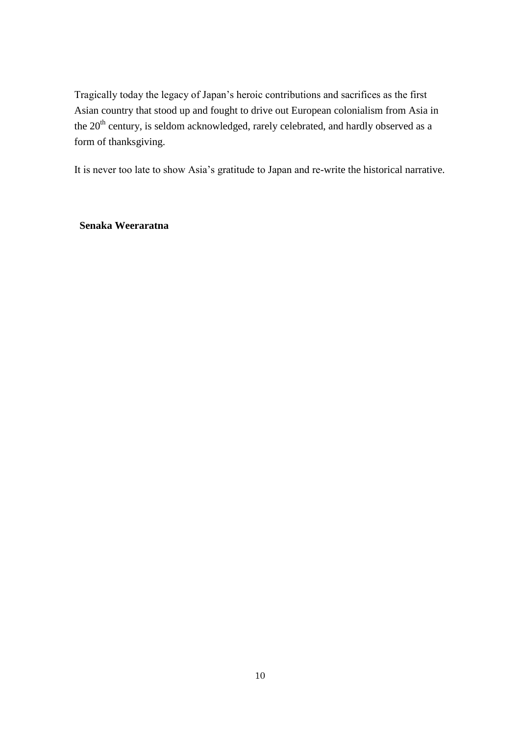Tragically today the legacy of Japan's heroic contributions and sacrifices as the first Asian country that stood up and fought to drive out European colonialism from Asia in the $20^{th}$ century, is seldom acknowledged, rarely celebrated, and hardly observed as a form of thanksgiving.

It is never too late to show Asia's gratitude to Japan and re-write the historical narrative.

**Senaka Weeraratna**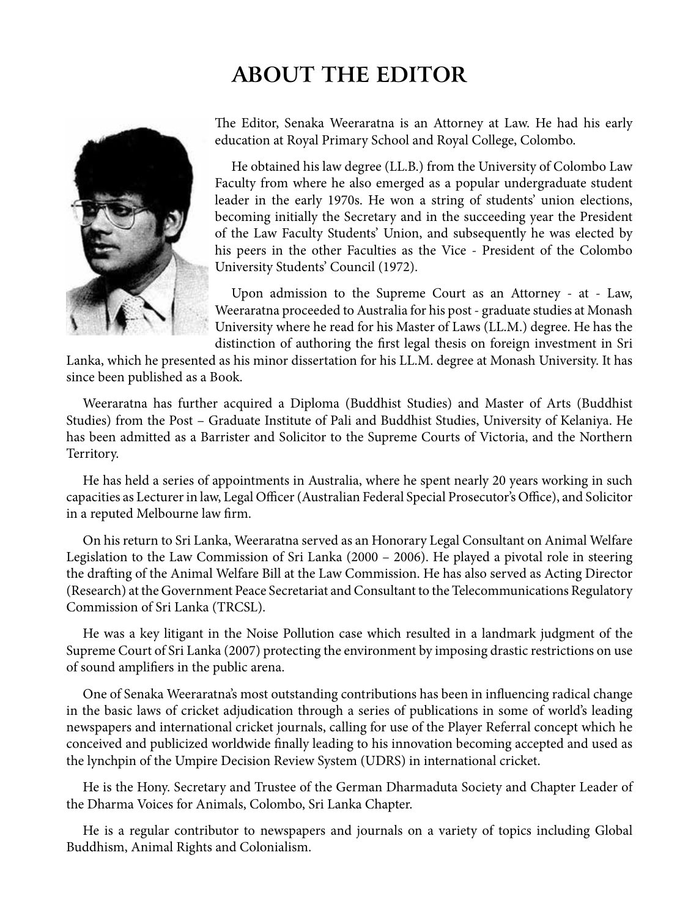# ABOUT THE EDITOR

The Editor, Senaka Weeraratna is an Attorney at Law. He had his early education at Royal Primary School and Royal College, Colombo.

He obtained his law degree (LL.B.) from the University of Colombo Law Faculty from where he also emerged as a popular undergraduate student leader in the early 1970s. He won a string of students' union elections, becoming initially the Secretary and in the succeeding year the President of the Law Faculty Students' Union, and subsequently he was elected by his peers in the other Faculties as the Vice - President of the Colombo University Students' Council (1972).

Upon admission to the Supreme Court as an Attorney - at - Law, Weeraratna proceeded to Australia for his post - graduate studies at Monash University where he read for his Master of Laws (LL.M.) degree. He has the distinction of authoring the first legal thesis on foreign investment in Sri Lanka, which he presented as his minor dissertation for his LL.M. degree at Monash University. It has since been published as a Book.

Weeraratna has further acquired a Diploma (Buddhist Studies) and Master of Arts (Buddhist Studies) from the Post – Graduate Institute of Pali and Buddhist Studies, University of Kelaniya. He has been admitted as a Barrister and Solicitor to the Supreme Courts of Victoria, and the Northern Territory.

He has held a series of appointments in Australia, where he spent nearly 20 years working in such capacities as Lecturer in law, Legal Officer (Australian Federal Special Prosecutor's Office), and Solicitor in a reputed Melbourne law firm.

On his return to Sri Lanka, Weeraratna served as an Honorary Legal Consultant on Animal Welfare Legislation to the Law Commission of Sri Lanka (2000 – 2006). He played a pivotal role in steering the drafting of the Animal Welfare Bill at the Law Commission. He has also served as Acting Director (Research) at the Government Peace Secretariat and Consultant to the Telecommunications Regulatory Commission of Sri Lanka (TRCSL).

He was a key litigant in the Noise Pollution case which resulted in a landmark judgment of the Supreme Court of Sri Lanka (2007) protecting the environment by imposing drastic restrictions on use of sound amplifiers in the public arena.

One of Senaka Weeraratna's most outstanding contributions has been in influencing radical change in the basic laws of cricket adjudication through a series of publications in some of world's leading newspapers and international cricket journals, calling for use of the Player Referral concept which he conceived and publicized worldwide finally leading to his innovation becoming accepted and used as the lynchpin of the Umpire Decision Review System (UDRS) in international cricket.

He is the Hony. Secretary and Trustee of the German Dharmaduta Society and Chapter Leader of the Dharma Voices for Animals, Colombo, Sri Lanka Chapter.

He is a regular contributor to newspapers and journals on a variety of topics including Global Buddhism, Animal Rights and Colonialism.